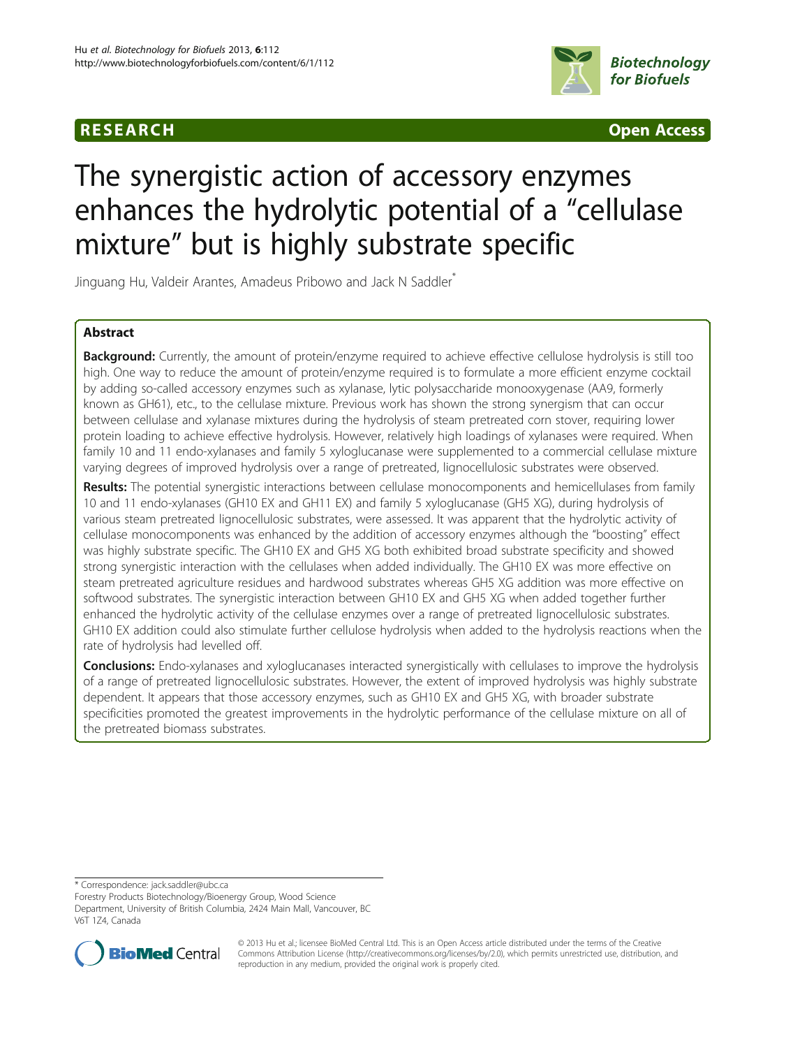RESEARCH Open Access

# The synergistic action of accessory enzymes enhances the hydrolytic potential of a "cellulase mixture" but is highly substrate specific

Jinguang Hu, Valdeir Arantes, Amadeus Pribowo and Jack N Saddler*

## Abstract

**Background:** Currently, the amount of protein/enzyme required to achieve effective cellulose hydrolysis is still too high. One way to reduce the amount of protein/enzyme required is to formulate a more efficient enzyme cocktail by adding so-called accessory enzymes such as xylanase, lytic polysaccharide monooxygenase (AA9, formerly known as GH61), etc., to the cellulase mixture. Previous work has shown the strong synergism that can occur between cellulase and xylanase mixtures during the hydrolysis of steam pretreated corn stover, requiring lower protein loading to achieve effective hydrolysis. However, relatively high loadings of xylanases were required. When family 10 and 11 endo-xylanases and family 5 xyloglucanase were supplemented to a commercial cellulase mixture varying degrees of improved hydrolysis over a range of pretreated, lignocellulosic substrates were observed.

**Results:** The potential synergistic interactions between cellulase monocomponents and hemicellulases from family 10 and 11 endo-xylanases (GH10 EX and GH11 EX) and family 5 xyloglucanase (GH5 XG), during hydrolysis of various steam pretreated lignocellulosic substrates, were assessed. It was apparent that the hydrolytic activity of cellulase monocomponents was enhanced by the addition of accessory enzymes although the "boosting" effect was highly substrate specific. The GH10 EX and GH5 XG both exhibited broad substrate specificity and showed strong synergistic interaction with the cellulases when added individually. The GH10 EX was more effective on steam pretreated agriculture residues and hardwood substrates whereas GH5 XG addition was more effective on softwood substrates. The synergistic interaction between GH10 EX and GH5 XG when added together further enhanced the hydrolytic activity of the cellulase enzymes over a range of pretreated lignocellulosic substrates. GH10 EX addition could also stimulate further cellulose hydrolysis when added to the hydrolysis reactions when the rate of hydrolysis had levelled off.

**Conclusions:** Endo-xylanases and xyloglucanases interacted synergistically with cellulases to improve the hydrolysis of a range of pretreated lignocellulosic substrates. However, the extent of improved hydrolysis was highly substrate dependent. It appears that those accessory enzymes, such as GH10 EX and GH5 XG, with broader substrate specificities promoted the greatest improvements in the hydrolytic performance of the cellulase mixture on all of the pretreated biomass substrates.

* Correspondence: jack.saddler@ubc.ca
Forestry Products Biotechnology/Bioenergy Group, Wood Science Department, University of British Columbia, 2424 Main Mall, Vancouver, BC V6T 1Z4, Canada

© 2013 Hu et al.; licensee BioMed Central Ltd. This is an Open Access article distributed under the terms of the Creative Commons Attribution License (http://creativecommons.org/licenses/by/2.0), which permits unrestricted use, distribution, and reproduction in any medium, provided the original work is properly cited.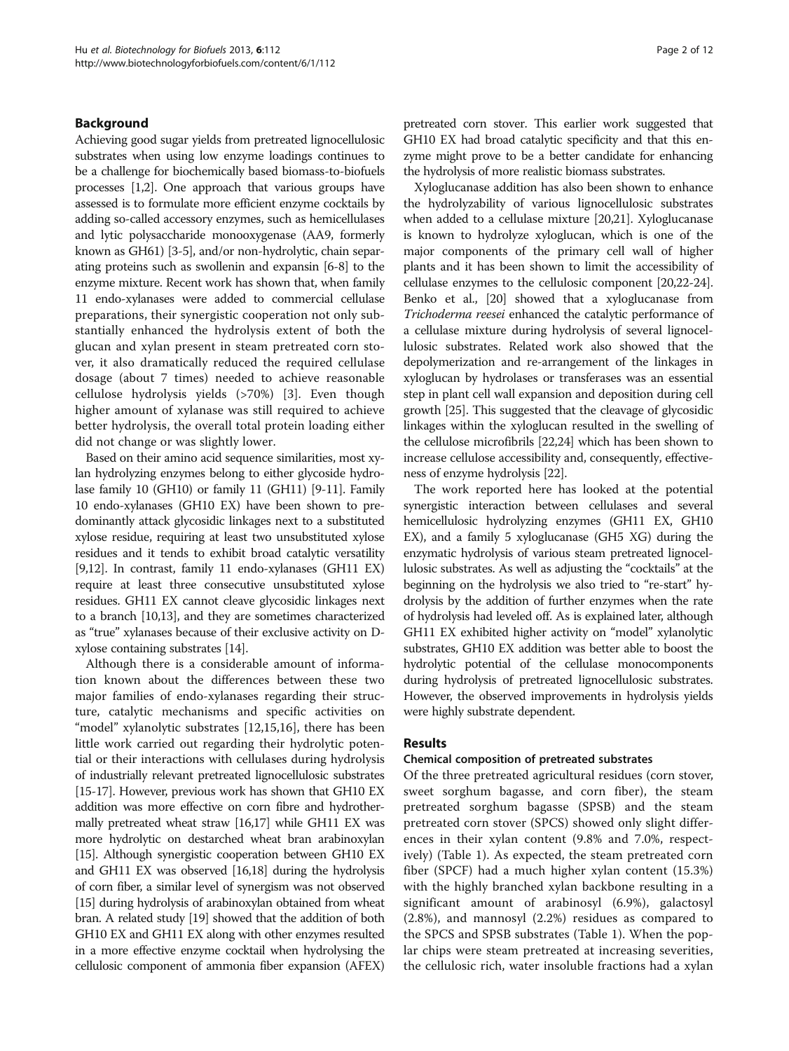## Background

Achieving good sugar yields from pretreated lignocellulosic substrates when using low enzyme loadings continues to be a challenge for biochemically based biomass-to-biofuels processes [1,2]. One approach that various groups have assessed is to formulate more efficient enzyme cocktails by adding so-called accessory enzymes, such as hemicellulases and lytic polysaccharide monooxygenase (AA9, formerly known as GH61) [3-5], and/or non-hydrolytic, chain separating proteins such as swollenin and expansin [6-8] to the enzyme mixture. Recent work has shown that, when family 11 endo-xylanases were added to commercial cellulase preparations, their synergistic cooperation not only substantially enhanced the hydrolysis extent of both the glucan and xylan present in steam pretreated corn stover, it also dramatically reduced the required cellulase dosage (about 7 times) needed to achieve reasonable cellulose hydrolysis yields (>70%) [3]. Even though higher amount of xylanase was still required to achieve better hydrolysis, the overall total protein loading either did not change or was slightly lower.

Based on their amino acid sequence similarities, most xylan hydrolyzing enzymes belong to either glycoside hydrolase family 10 (GH10) or family 11 (GH11) [9-11]. Family 10 endo-xylanases (GH10 EX) have been shown to predominantly attack glycosidic linkages next to a substituted xylose residue, requiring at least two unsubstituted xylose residues and it tends to exhibit broad catalytic versatility [9,12]. In contrast, family 11 endo-xylanases (GH11 EX) require at least three consecutive unsubstituted xylose residues. GH11 EX cannot cleave glycosidic linkages next to a branch [10,13], and they are sometimes characterized as "true" xylanases because of their exclusive activity on D-xylose containing substrates [14].

Although there is a considerable amount of information known about the differences between these two major families of endo-xylanases regarding their structure, catalytic mechanisms and specific activities on "model" xylanolytic substrates [12,15,16], there has been little work carried out regarding their hydrolytic potential or their interactions with cellulases during hydrolysis of industrially relevant pretreated lignocellulosic substrates [15-17]. However, previous work has shown that GH10 EX addition was more effective on corn fibre and hydrothermally pretreated wheat straw [16,17] while GH11 EX was more hydrolytic on destarched wheat bran arabinoxylan [15]. Although synergistic cooperation between GH10 EX and GH11 EX was observed [16,18] during the hydrolysis of corn fiber, a similar level of synergism was not observed [15] during hydrolysis of arabinoxylan obtained from wheat bran. A related study [19] showed that the addition of both GH10 EX and GH11 EX along with other enzymes resulted in a more effective enzyme cocktail when hydrolysing the cellulosic component of ammonia fiber expansion (AFEX) pretreated corn stover. This earlier work suggested that GH10 EX had broad catalytic specificity and that this enzyme might prove to be a better candidate for enhancing the hydrolysis of more realistic biomass substrates.

Xyloglucanase addition has also been shown to enhance the hydrolyzability of various lignocellulosic substrates when added to a cellulase mixture [20,21]. Xyloglucanase is known to hydrolyze xyloglucan, which is one of the major components of the primary cell wall of higher plants and it has been shown to limit the accessibility of cellulase enzymes to the cellulosic component [20,22-24]. Benko et al., [20] showed that a xyloglucanase from *Trichoderma reesei* enhanced the catalytic performance of a cellulase mixture during hydrolysis of several lignocellulosic substrates. Related work also showed that the depolymerization and re-arrangement of the linkages in xyloglucan by hydrolases or transferases was an essential step in plant cell wall expansion and deposition during cell growth [25]. This suggested that the cleavage of glycosidic linkages within the xyloglucan resulted in the swelling of the cellulose microfibrils [22,24] which has been shown to increase cellulose accessibility and, consequently, effectiveness of enzyme hydrolysis [22].

The work reported here has looked at the potential synergistic interaction between cellulases and several hemicellulosic hydrolyzing enzymes (GH11 EX, GH10 EX), and a family 5 xyloglucanase (GH5 XG) during the enzymatic hydrolysis of various steam pretreated lignocellulosic substrates. As well as adjusting the "cocktails" at the beginning on the hydrolysis we also tried to "re-start" hydrolysis by the addition of further enzymes when the rate of hydrolysis had leveled off. As is explained later, although GH11 EX exhibited higher activity on "model" xylanolytic substrates, GH10 EX addition was better able to boost the hydrolytic potential of the cellulase monocomponents during hydrolysis of pretreated lignocellulosic substrates. However, the observed improvements in hydrolysis yields were highly substrate dependent.

## Results

### Chemical composition of pretreated substrates

Of the three pretreated agricultural residues (corn stover, sweet sorghum bagasse, and corn fiber), the steam pretreated sorghum bagasse (SPSB) and the steam pretreated corn stover (SPCS) showed only slight differences in their xylan content (9.8% and 7.0%, respectively) (Table 1). As expected, the steam pretreated corn fiber (SPCF) had a much higher xylan content (15.3%) with the highly branched xylan backbone resulting in a significant amount of arabinosyl (6.9%), galactosyl (2.8%), and mannosyl (2.2%) residues as compared to the SPCS and SPSB substrates (Table 1). When the poplar chips were steam pretreated at increasing severities, the cellulosic rich, water insoluble fractions had a xylan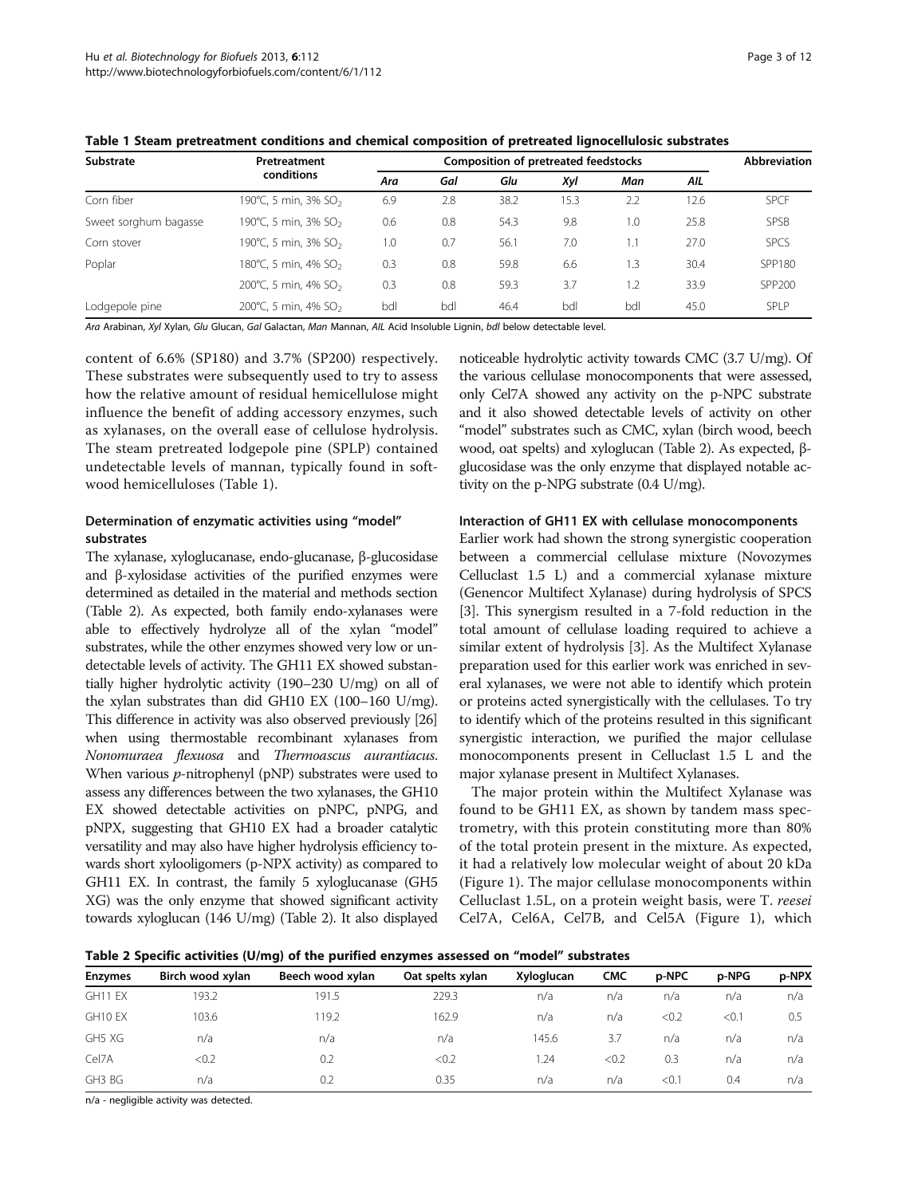**Table 1 Steam pretreatment conditions and chemical composition of pretreated lignocellulosic substrates**

| Substrate | Pretreatment conditions | Composition of pretreated feedstocks | | | | | | Abbreviation |
|---|---|---|---|---|---|---|---|---|
| | | *Ara* | *Gal* | *Glu* | *Xyl* | *Man* | *AIL* | |
| Corn fiber | 190°C, 5 min, 3% $SO_2$ | 6.9 | 2.8 | 38.2 | 15.3 | 2.2 | 12.6 | SPCF |
| Sweet sorghum bagasse | 190°C, 5 min, 3% $SO_2$ | 0.6 | 0.8 | 54.3 | 9.8 | 1.0 | 25.8 | SPSB |
| Corn stover | 190°C, 5 min, 3% $SO_2$ | 1.0 | 0.7 | 56.1 | 7.0 | 1.1 | 27.0 | SPCS |
| Poplar | 180°C, 5 min, 4% $SO_2$ | 0.3 | 0.8 | 59.8 | 6.6 | 1.3 | 30.4 | SPP180 |
| | 200°C, 5 min, 4% $SO_2$ | 0.3 | 0.8 | 59.3 | 3.7 | 1.2 | 33.9 | SPP200 |
| Lodgepole pine | 200°C, 5 min, 4% $SO_2$ | bdl | bdl | 46.4 | bdl | bdl | 45.0 | SPLP |

*Ara* Arabinan, *Xyl* Xylan, *Glu* Glucan, *Gal* Galactan, *Man* Mannan, *AIL* Acid Insoluble Lignin, *bdl* below detectable level.

content of 6.6% (SP180) and 3.7% (SP200) respectively. These substrates were subsequently used to try to assess how the relative amount of residual hemicellulose might influence the benefit of adding accessory enzymes, such as xylanases, on the overall ease of cellulose hydrolysis. The steam pretreated lodgepole pine (SPLP) contained undetectable levels of mannan, typically found in softwood hemicelluloses (Table 1).

### Determination of enzymatic activities using "model" substrates

The xylanase, xyloglucanase, endo-glucanase, β-glucosidase and β-xylosidase activities of the purified enzymes were determined as detailed in the material and methods section (Table 2). As expected, both family endo-xylanases were able to effectively hydrolyze all of the xylan "model" substrates, while the other enzymes showed very low or undetectable levels of activity. The GH11 EX showed substantially higher hydrolytic activity (190–230 U/mg) on all of the xylan substrates than did GH10 EX (100–160 U/mg). This difference in activity was also observed previously [26] when using thermostable recombinant xylanases from *Nonomuraea flexuosa* and *Thermoascus aurantiacus.* When various *p*-nitrophenyl (pNP) substrates were used to assess any differences between the two xylanases, the GH10 EX showed detectable activities on pNPC, pNPG, and pNPX, suggesting that GH10 EX had a broader catalytic versatility and may also have higher hydrolysis efficiency towards short xylooligomers (p-NPX activity) as compared to GH11 EX. In contrast, the family 5 xyloglucanase (GH5 XG) was the only enzyme that showed significant activity towards xyloglucan (146 U/mg) (Table 2). It also displayed noticeable hydrolytic activity towards CMC (3.7 U/mg). Of the various cellulase monocomponents that were assessed, only Cel7A showed any activity on the p-NPC substrate and it also showed detectable levels of activity on other "model" substrates such as CMC, xylan (birch wood, beech wood, oat spelts) and xyloglucan (Table 2). As expected, β-glucosidase was the only enzyme that displayed notable activity on the p-NPG substrate (0.4 U/mg).

### Interaction of GH11 EX with cellulase monocomponents

Earlier work had shown the strong synergistic cooperation between a commercial cellulase mixture (Novozymes Celluclast 1.5 L) and a commercial xylanase mixture (Genencor Multifect Xylanase) during hydrolysis of SPCS [3]. This synergism resulted in a 7-fold reduction in the total amount of cellulase loading required to achieve a similar extent of hydrolysis [3]. As the Multifect Xylanase preparation used for this earlier work was enriched in several xylanases, we were not able to identify which protein or proteins acted synergistically with the cellulases. To try to identify which of the proteins resulted in this significant synergistic interaction, we purified the major cellulase monocomponents present in Celluclast 1.5 L and the major xylanase present in Multifect Xylanases.

The major protein within the Multifect Xylanase was found to be GH11 EX, as shown by tandem mass spectrometry, with this protein constituting more than 80% of the total protein present in the mixture. As expected, it had a relatively low molecular weight of about 20 kDa (Figure 1). The major cellulase monocomponents within Celluclast 1.5L, on a protein weight basis, were T. *reesei* Cel7A, Cel6A, Cel7B, and Cel5A (Figure 1), which

**Table 2 Specific activities (U/mg) of the purified enzymes assessed on "model" substrates**

| Enzymes | Birch wood xylan | Beech wood xylan | Oat spelts xylan | Xyloglucan | CMC | p-NPC | p-NPG | p-NPX |
|---|---|---|---|---|---|---|---|---|
| GH11 EX | 193.2 | 191.5 | 229.3 | n/a | n/a | n/a | n/a | n/a |
| GH10 EX | 103.6 | 119.2 | 162.9 | n/a | n/a | <0.2 | <0.1 | 0.5 |
| GH5 XG | n/a | n/a | n/a | 145.6 | 3.7 | n/a | n/a | n/a |
| Cel7A | <0.2 | 0.2 | <0.2 | 1.24 | <0.2 | 0.3 | n/a | n/a |
| GH3 BG | n/a | 0.2 | 0.35 | n/a | n/a | <0.1 | 0.4 | n/a |

n/a - negligible activity was detected.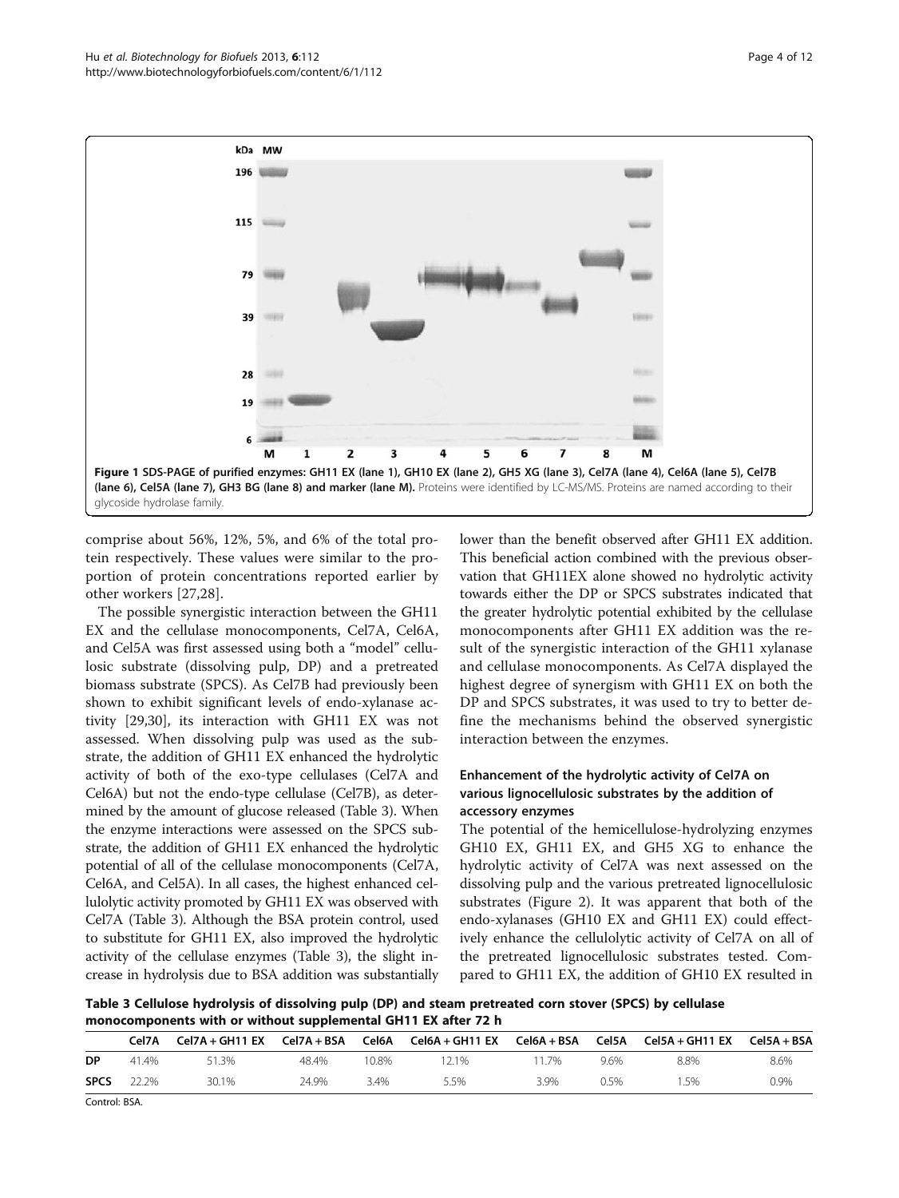kDa MW

196

115

79

39

28

19

6

M 1 2 3 4 5 6 7 8 M

**Figure 1 SDS-PAGE of purified enzymes: GH11 EX (lane 1), GH10 EX (lane 2), GH5 XG (lane 3), Cel7A (lane 4), Cel6A (lane 5), Cel7B (lane 6), Cel5A (lane 7), GH3 BG (lane 8) and marker (lane M).** Proteins were identified by LC-MS/MS. Proteins are named according to their glycoside hydrolase family.

comprise about 56%, 12%, 5%, and 6% of the total protein respectively. These values were similar to the proportion of protein concentrations reported earlier by other workers [27,28].

The possible synergistic interaction between the GH11 EX and the cellulase monocomponents, Cel7A, Cel6A, and Cel5A was first assessed using both a "model" cellulosic substrate (dissolving pulp, DP) and a pretreated biomass substrate (SPCS). As Cel7B had previously been shown to exhibit significant levels of endo-xylanase activity [29,30], its interaction with GH11 EX was not assessed. When dissolving pulp was used as the substrate, the addition of GH11 EX enhanced the hydrolytic activity of both of the exo-type cellulases (Cel7A and Cel6A) but not the endo-type cellulase (Cel7B), as determined by the amount of glucose released (Table 3). When the enzyme interactions were assessed on the SPCS substrate, the addition of GH11 EX enhanced the hydrolytic potential of all of the cellulase monocomponents (Cel7A, Cel6A, and Cel5A). In all cases, the highest enhanced cellulolytic activity promoted by GH11 EX was observed with Cel7A (Table 3). Although the BSA protein control, used to substitute for GH11 EX, also improved the hydrolytic activity of the cellulase enzymes (Table 3), the slight increase in hydrolysis due to BSA addition was substantially lower than the benefit observed after GH11 EX addition. This beneficial action combined with the previous observation that GH11EX alone showed no hydrolytic activity towards either the DP or SPCS substrates indicated that the greater hydrolytic potential exhibited by the cellulase monocomponents after GH11 EX addition was the result of the synergistic interaction of the GH11 xylanase and cellulase monocomponents. As Cel7A displayed the highest degree of synergism with GH11 EX on both the DP and SPCS substrates, it was used to try to better define the mechanisms behind the observed synergistic interaction between the enzymes.

### Enhancement of the hydrolytic activity of Cel7A on various lignocellulosic substrates by the addition of accessory enzymes

The potential of the hemicellulose-hydrolyzing enzymes GH10 EX, GH11 EX, and GH5 XG to enhance the hydrolytic activity of Cel7A was next assessed on the dissolving pulp and the various pretreated lignocellulosic substrates (Figure 2). It was apparent that both of the endo-xylanases (GH10 EX and GH11 EX) could effectively enhance the cellulolytic activity of Cel7A on all of the pretreated lignocellulosic substrates tested. Compared to GH11 EX, the addition of GH10 EX resulted in

**Table 3 Cellulose hydrolysis of dissolving pulp (DP) and steam pretreated corn stover (SPCS) by cellulase monocomponents with or without supplemental GH11 EX after 72 h**

| | Cel7A | Cel7A + GH11 EX | Cel7A + BSA | Cel6A | Cel6A + GH11 EX | Cel6A + BSA | Cel5A | Cel5A + GH11 EX | Cel5A + BSA |
|---|---|---|---|---|---|---|---|---|---|
| **DP** | 41.4% | 51.3% | 48.4% | 10.8% | 12.1% | 11.7% | 9.6% | 8.8% | 8.6% |
| **SPCS** | 22.2% | 30.1% | 24.9% | 3.4% | 5.5% | 3.9% | 0.5% | 1.5% | 0.9% |

Control: BSA.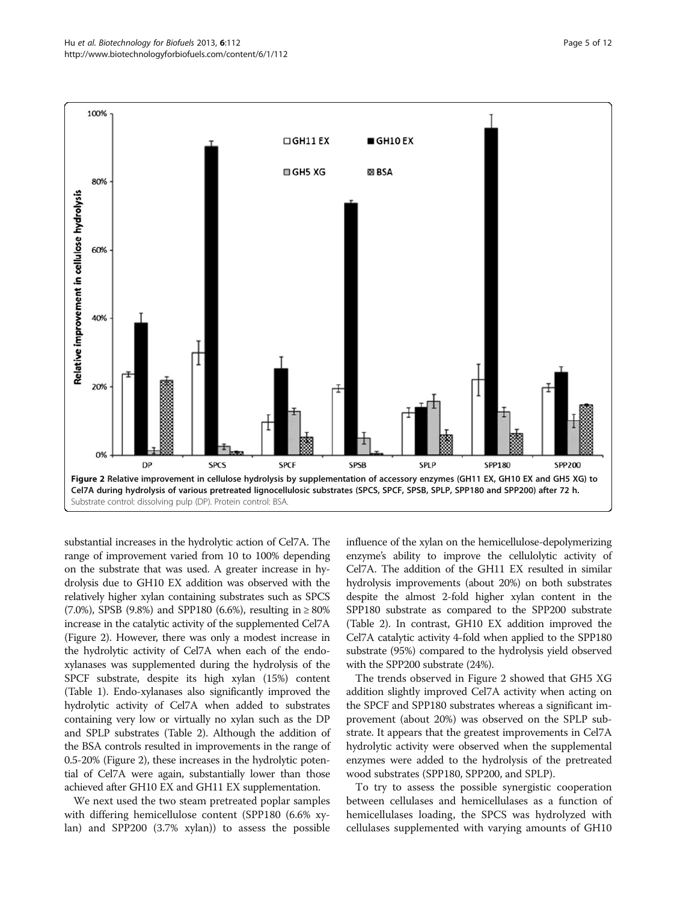100%

80%

60%

40%

20%

0%

Relative improvement in cellulose hydrolysis

□ GH11 EX ■ GH10 EX ▨ GH5 XG ▩ BSA

DP SPCS SPCF SPSB SPLP SPP180 SPP200

**Figure 2 Relative improvement in cellulose hydrolysis by supplementation of accessory enzymes (GH11 EX, GH10 EX and GH5 XG) to Cel7A during hydrolysis of various pretreated lignocellulosic substrates (SPCS, SPCF, SPSB, SPLP, SPP180 and SPP200) after 72 h.** Substrate control: dissolving pulp (DP). Protein control: BSA.

substantial increases in the hydrolytic action of Cel7A. The range of improvement varied from 10 to 100% depending on the substrate that was used. A greater increase in hydrolysis due to GH10 EX addition was observed with the relatively higher xylan containing substrates such as SPCS (7.0%), SPSB (9.8%) and SPP180 (6.6%), resulting in ≥ 80% increase in the catalytic activity of the supplemented Cel7A (Figure 2). However, there was only a modest increase in the hydrolytic activity of Cel7A when each of the endo-xylanases was supplemented during the hydrolysis of the SPCF substrate, despite its high xylan (15%) content (Table 1). Endo-xylanases also significantly improved the hydrolytic activity of Cel7A when added to substrates containing very low or virtually no xylan such as the DP and SPLP substrates (Table 2). Although the addition of the BSA controls resulted in improvements in the range of 0.5-20% (Figure 2), these increases in the hydrolytic potential of Cel7A were again, substantially lower than those achieved after GH10 EX and GH11 EX supplementation.

We next used the two steam pretreated poplar samples with differing hemicellulose content (SPP180 (6.6% xylan) and SPP200 (3.7% xylan)) to assess the possible influence of the xylan on the hemicellulose-depolymerizing enzyme's ability to improve the cellulolytic activity of Cel7A. The addition of the GH11 EX resulted in similar hydrolysis improvements (about 20%) on both substrates despite the almost 2-fold higher xylan content in the SPP180 substrate as compared to the SPP200 substrate (Table 2). In contrast, GH10 EX addition improved the Cel7A catalytic activity 4-fold when applied to the SPP180 substrate (95%) compared to the hydrolysis yield observed with the SPP200 substrate (24%).

The trends observed in Figure 2 showed that GH5 XG addition slightly improved Cel7A activity when acting on the SPCF and SPP180 substrates whereas a significant improvement (about 20%) was observed on the SPLP substrate. It appears that the greatest improvements in Cel7A hydrolytic activity were observed when the supplemental enzymes were added to the hydrolysis of the pretreated wood substrates (SPP180, SPP200, and SPLP).

To try to assess the possible synergistic cooperation between cellulases and hemicellulases as a function of hemicellulases loading, the SPCS was hydrolyzed with cellulases supplemented with varying amounts of GH10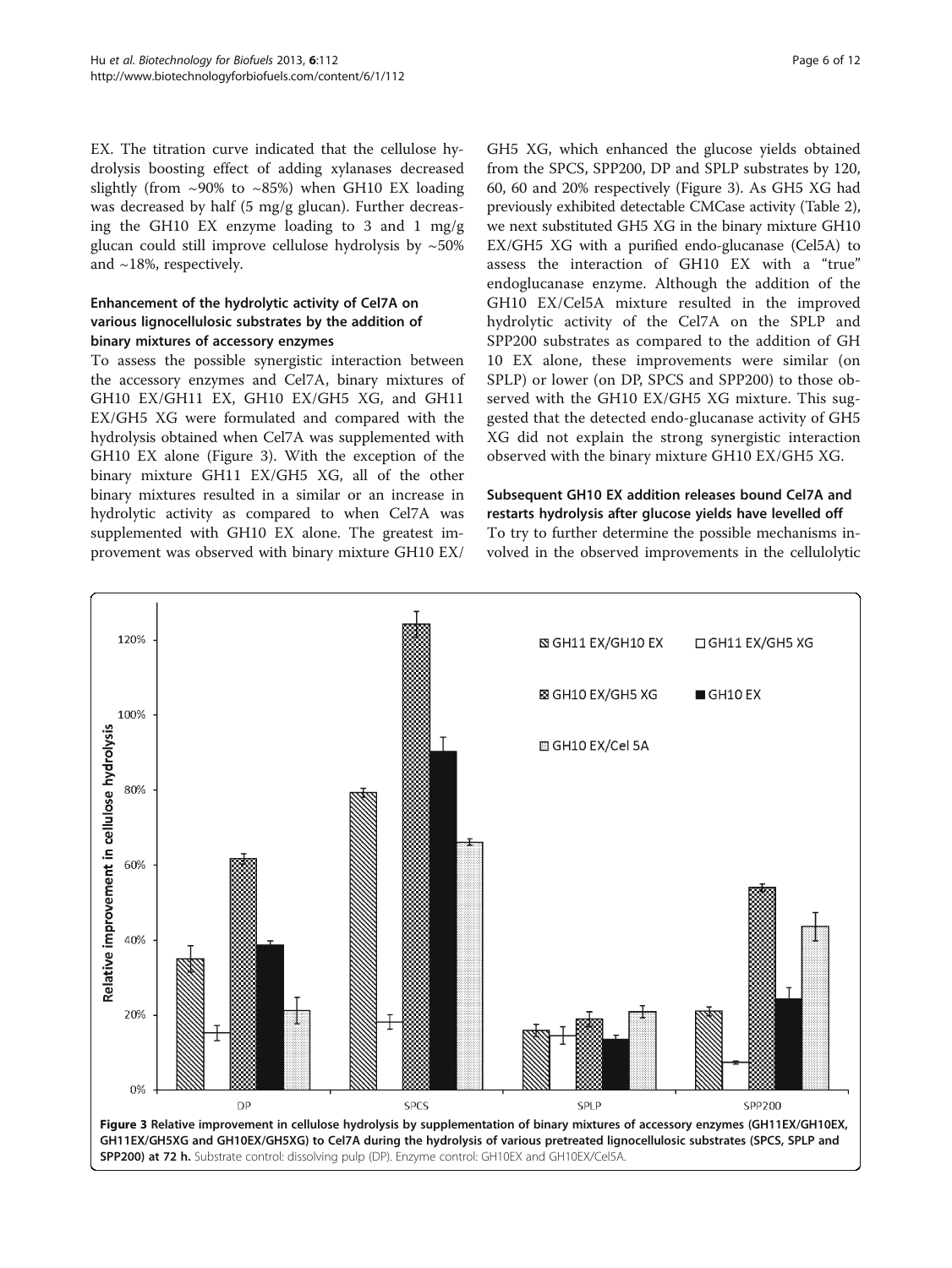EX. The titration curve indicated that the cellulose hydrolysis boosting effect of adding xylanases decreased slightly (from ~90% to ~85%) when GH10 EX loading was decreased by half (5 mg/g glucan). Further decreasing the GH10 EX enzyme loading to 3 and 1 mg/g glucan could still improve cellulose hydrolysis by ~50% and ~18%, respectively.

### Enhancement of the hydrolytic activity of Cel7A on various lignocellulosic substrates by the addition of binary mixtures of accessory enzymes

To assess the possible synergistic interaction between the accessory enzymes and Cel7A, binary mixtures of GH10 EX/GH11 EX, GH10 EX/GH5 XG, and GH11 EX/GH5 XG were formulated and compared with the hydrolysis obtained when Cel7A was supplemented with GH10 EX alone (Figure 3). With the exception of the binary mixture GH11 EX/GH5 XG, all of the other binary mixtures resulted in a similar or an increase in hydrolytic activity as compared to when Cel7A was supplemented with GH10 EX alone. The greatest improvement was observed with binary mixture GH10 EX/GH5 XG, which enhanced the glucose yields obtained from the SPCS, SPP200, DP and SPLP substrates by 120, 60, 60 and 20% respectively (Figure 3). As GH5 XG had previously exhibited detectable CMCase activity (Table 2), we next substituted GH5 XG in the binary mixture GH10 EX/GH5 XG with a purified endo-glucanase (Cel5A) to assess the interaction of GH10 EX with a "true" endoglucanase enzyme. Although the addition of the GH10 EX/Cel5A mixture resulted in the improved hydrolytic activity of the Cel7A on the SPLP and SPP200 substrates as compared to the addition of GH 10 EX alone, these improvements were similar (on SPLP) or lower (on DP, SPCS and SPP200) to those observed with the GH10 EX/GH5 XG mixture. This suggested that the detected endo-glucanase activity of GH5 XG did not explain the strong synergistic interaction observed with the binary mixture GH10 EX/GH5 XG.

### Subsequent GH10 EX addition releases bound Cel7A and restarts hydrolysis after glucose yields have levelled off

To try to further determine the possible mechanisms involved in the observed improvements in the cellulolytic

Relative improvement in cellulose hydrolysis

120%
100%
80%
60%
40%
20%
0%

DP
SPCS
SPLP
SPP200

GH11 EX/GH10 EX
GH11 EX/GH5 XG
GH10 EX/GH5 XG
GH10 EX
GH10 EX/Cel 5A

**Figure 3 Relative improvement in cellulose hydrolysis by supplementation of binary mixtures of accessory enzymes (GH11EX/GH10EX, GH11EX/GH5XG and GH10EX/GH5XG) to Cel7A during the hydrolysis of various pretreated lignocellulosic substrates (SPCS, SPLP and SPP200) at 72 h.** Substrate control: dissolving pulp (DP). Enzyme control: GH10EX and GH10EX/Cel5A.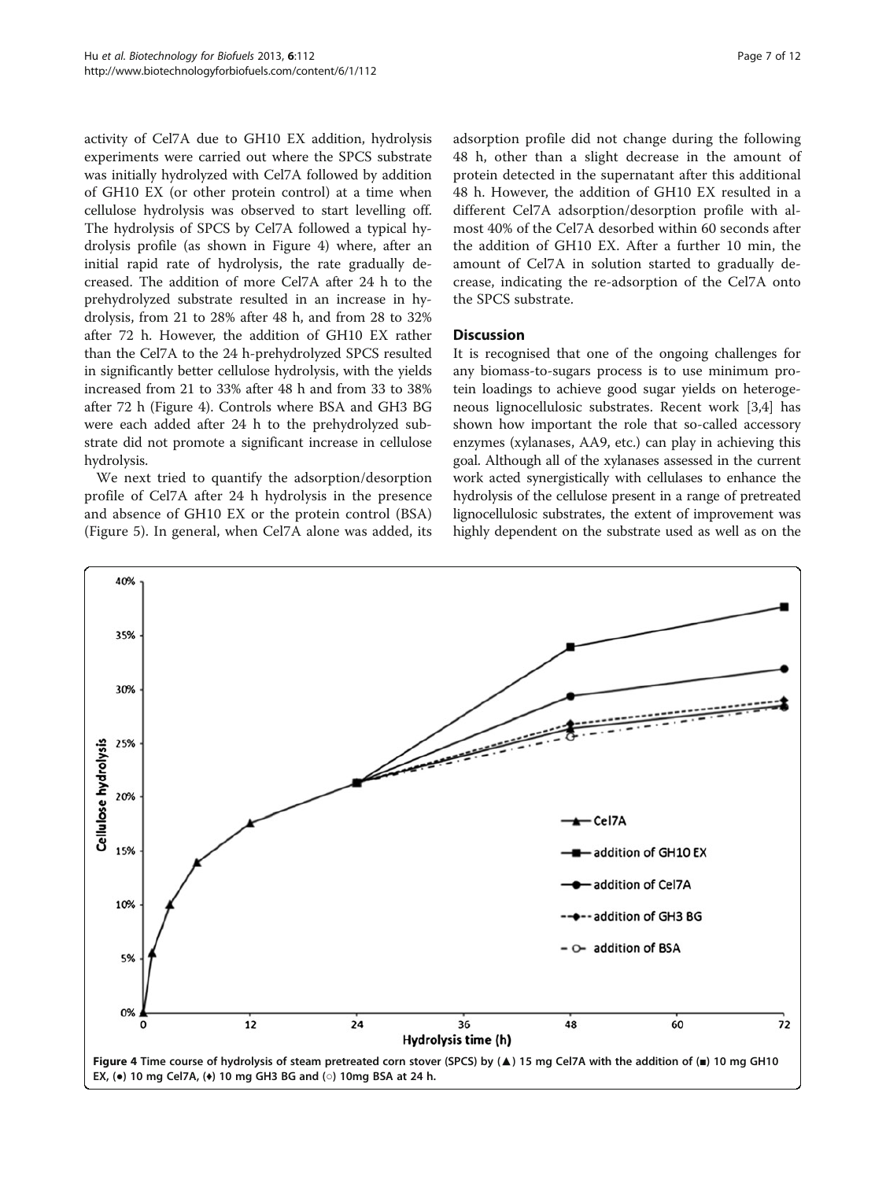activity of Cel7A due to GH10 EX addition, hydrolysis experiments were carried out where the SPCS substrate was initially hydrolyzed with Cel7A followed by addition of GH10 EX (or other protein control) at a time when cellulose hydrolysis was observed to start levelling off. The hydrolysis of SPCS by Cel7A followed a typical hydrolysis profile (as shown in Figure 4) where, after an initial rapid rate of hydrolysis, the rate gradually decreased. The addition of more Cel7A after 24 h to the prehydrolyzed substrate resulted in an increase in hydrolysis, from 21 to 28% after 48 h, and from 28 to 32% after 72 h. However, the addition of GH10 EX rather than the Cel7A to the 24 h-prehydrolyzed SPCS resulted in significantly better cellulose hydrolysis, with the yields increased from 21 to 33% after 48 h and from 33 to 38% after 72 h (Figure 4). Controls where BSA and GH3 BG were each added after 24 h to the prehydrolyzed substrate did not promote a significant increase in cellulose hydrolysis.

We next tried to quantify the adsorption/desorption profile of Cel7A after 24 h hydrolysis in the presence and absence of GH10 EX or the protein control (BSA) (Figure 5). In general, when Cel7A alone was added, its adsorption profile did not change during the following 48 h, other than a slight decrease in the amount of protein detected in the supernatant after this additional 48 h. However, the addition of GH10 EX resulted in a different Cel7A adsorption/desorption profile with almost 40% of the Cel7A desorbed within 60 seconds after the addition of GH10 EX. After a further 10 min, the amount of Cel7A in solution started to gradually decrease, indicating the re-adsorption of the Cel7A onto the SPCS substrate.

## Discussion

It is recognised that one of the ongoing challenges for any biomass-to-sugars process is to use minimum protein loadings to achieve good sugar yields on heterogeneous lignocellulosic substrates. Recent work [3,4] has shown how important the role that so-called accessory enzymes (xylanases, AA9, etc.) can play in achieving this goal. Although all of the xylanases assessed in the current work acted synergistically with cellulases to enhance the hydrolysis of the cellulose present in a range of pretreated lignocellulosic substrates, the extent of improvement was highly dependent on the substrate used as well as on the

Cellulose hydrolysis
40%
35%
30%
25%
20%
15%
10%
5%
0%
0
12
24
36
48
60
72
Hydrolysis time (h)
Cel7A
addition of GH10 EX
addition of Cel7A
addition of GH3 BG
addition of BSA

Figure 4 Time course of hydrolysis of steam pretreated corn stover (SPCS) by (▲) 15 mg Cel7A with the addition of (■) 10 mg GH10 EX, (●) 10 mg Cel7A, (♦) 10 mg GH3 BG and (○) 10mg BSA at 24 h.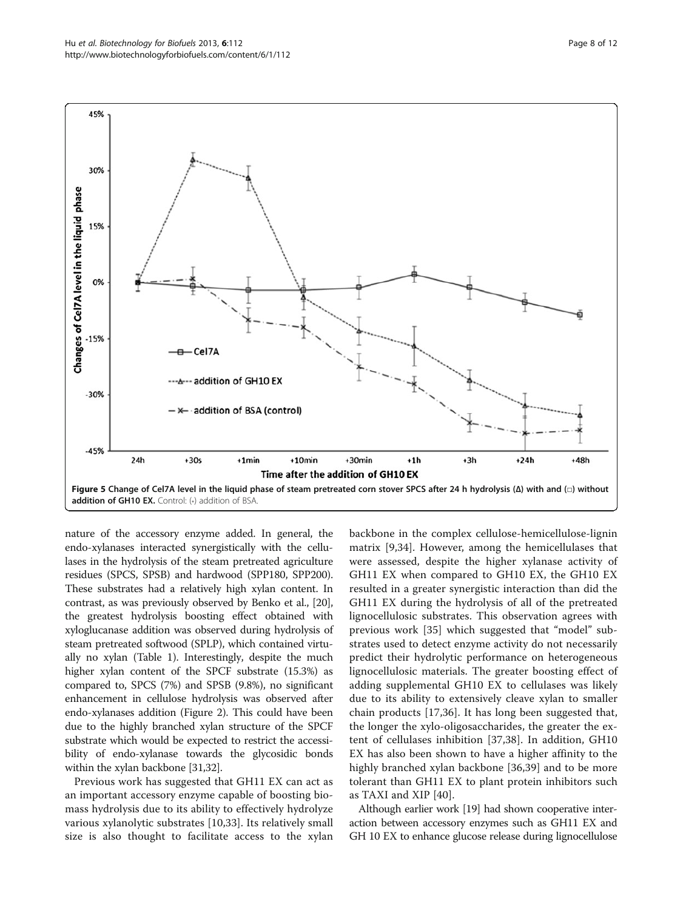45%

30%

15%

0%

-15%

-30%

-45%

Changes of Cel7A level in the liquid phase

24h +30s +1min +10min +30min +1h +3h +24h +48h

Time after the addition of GH10 EX

Cel7A

addition of GH10 EX

addition of BSA (control)

**Figure 5 Change of Cel7A level in the liquid phase of steam pretreated corn stover SPCS after 24 h hydrolysis (Δ) with and (□) without addition of GH10 EX.** Control: (•) addition of BSA.

nature of the accessory enzyme added. In general, the endo-xylanases interacted synergistically with the cellulases in the hydrolysis of the steam pretreated agriculture residues (SPCS, SPSB) and hardwood (SPP180, SPP200). These substrates had a relatively high xylan content. In contrast, as was previously observed by Benko et al., [20], the greatest hydrolysis boosting effect obtained with xyloglucanase addition was observed during hydrolysis of steam pretreated softwood (SPLP), which contained virtually no xylan (Table 1). Interestingly, despite the much higher xylan content of the SPCF substrate (15.3%) as compared to, SPCS (7%) and SPSB (9.8%), no significant enhancement in cellulose hydrolysis was observed after endo-xylanases addition (Figure 2). This could have been due to the highly branched xylan structure of the SPCF substrate which would be expected to restrict the accessibility of endo-xylanase towards the glycosidic bonds within the xylan backbone [31,32].

Previous work has suggested that GH11 EX can act as an important accessory enzyme capable of boosting biomass hydrolysis due to its ability to effectively hydrolyze various xylanolytic substrates [10,33]. Its relatively small size is also thought to facilitate access to the xylan backbone in the complex cellulose-hemicellulose-lignin matrix [9,34]. However, among the hemicellulases that were assessed, despite the higher xylanase activity of GH11 EX when compared to GH10 EX, the GH10 EX resulted in a greater synergistic interaction than did the GH11 EX during the hydrolysis of all of the pretreated lignocellulosic substrates. This observation agrees with previous work [35] which suggested that "model" substrates used to detect enzyme activity do not necessarily predict their hydrolytic performance on heterogeneous lignocellulosic materials. The greater boosting effect of adding supplemental GH10 EX to cellulases was likely due to its ability to extensively cleave xylan to smaller chain products [17,36]. It has long been suggested that, the longer the xylo-oligosaccharides, the greater the extent of cellulases inhibition [37,38]. In addition, GH10 EX has also been shown to have a higher affinity to the highly branched xylan backbone [36,39] and to be more tolerant than GH11 EX to plant protein inhibitors such as TAXI and XIP [40].

Although earlier work [19] had shown cooperative interaction between accessory enzymes such as GH11 EX and GH 10 EX to enhance glucose release during lignocellulose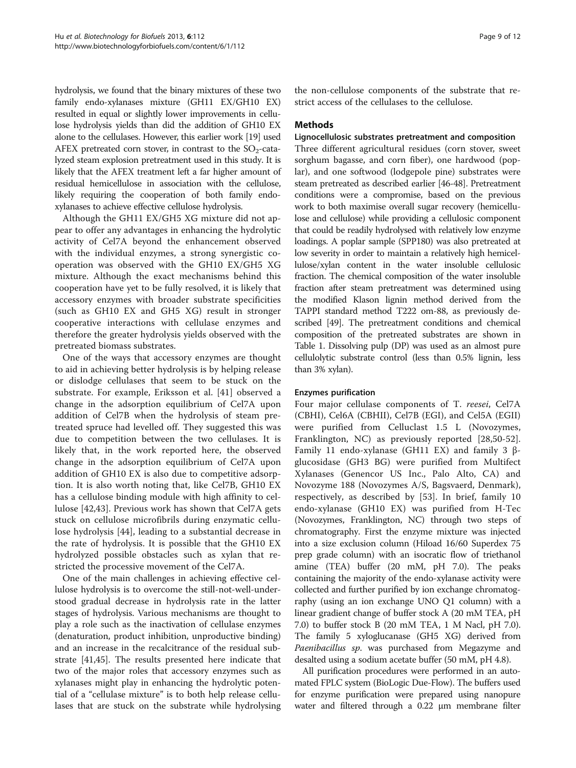hydrolysis, we found that the binary mixtures of these two family endo-xylanases mixture (GH11 EX/GH10 EX) resulted in equal or slightly lower improvements in cellulose hydrolysis yields than did the addition of GH10 EX alone to the cellulases. However, this earlier work [19] used AFEX pretreated corn stover, in contrast to the $SO_2$-catalyzed steam explosion pretreatment used in this study. It is likely that the AFEX treatment left a far higher amount of residual hemicellulose in association with the cellulose, likely requiring the cooperation of both family endo-xylanases to achieve effective cellulose hydrolysis.

Although the GH11 EX/GH5 XG mixture did not appear to offer any advantages in enhancing the hydrolytic activity of Cel7A beyond the enhancement observed with the individual enzymes, a strong synergistic cooperation was observed with the GH10 EX/GH5 XG mixture. Although the exact mechanisms behind this cooperation have yet to be fully resolved, it is likely that accessory enzymes with broader substrate specificities (such as GH10 EX and GH5 XG) result in stronger cooperative interactions with cellulase enzymes and therefore the greater hydrolysis yields observed with the pretreated biomass substrates.

One of the ways that accessory enzymes are thought to aid in achieving better hydrolysis is by helping release or dislodge cellulases that seem to be stuck on the substrate. For example, Eriksson et al. [41] observed a change in the adsorption equilibrium of Cel7A upon addition of Cel7B when the hydrolysis of steam pretreated spruce had levelled off. They suggested this was due to competition between the two cellulases. It is likely that, in the work reported here, the observed change in the adsorption equilibrium of Cel7A upon addition of GH10 EX is also due to competitive adsorption. It is also worth noting that, like Cel7B, GH10 EX has a cellulose binding module with high affinity to cellulose [42,43]. Previous work has shown that Cel7A gets stuck on cellulose microfibrils during enzymatic cellulose hydrolysis [44], leading to a substantial decrease in the rate of hydrolysis. It is possible that the GH10 EX hydrolyzed possible obstacles such as xylan that restricted the processive movement of the Cel7A.

One of the main challenges in achieving effective cellulose hydrolysis is to overcome the still-not-well-understood gradual decrease in hydrolysis rate in the latter stages of hydrolysis. Various mechanisms are thought to play a role such as the inactivation of cellulase enzymes (denaturation, product inhibition, unproductive binding) and an increase in the recalcitrance of the residual substrate [41,45]. The results presented here indicate that two of the major roles that accessory enzymes such as xylanases might play in enhancing the hydrolytic potential of a "cellulase mixture" is to both help release cellulases that are stuck on the substrate while hydrolysing the non-cellulose components of the substrate that restrict access of the cellulases to the cellulose.

## Methods

### Lignocellulosic substrates pretreatment and composition

Three different agricultural residues (corn stover, sweet sorghum bagasse, and corn fiber), one hardwood (poplar), and one softwood (lodgepole pine) substrates were steam pretreated as described earlier [46-48]. Pretreatment conditions were a compromise, based on the previous work to both maximise overall sugar recovery (hemicellulose and cellulose) while providing a cellulosic component that could be readily hydrolysed with relatively low enzyme loadings. A poplar sample (SPP180) was also pretreated at low severity in order to maintain a relatively high hemicellulose/xylan content in the water insoluble cellulosic fraction. The chemical composition of the water insoluble fraction after steam pretreatment was determined using the modified Klason lignin method derived from the TAPPI standard method T222 om-88, as previously described [49]. The pretreatment conditions and chemical composition of the pretreated substrates are shown in Table 1. Dissolving pulp (DP) was used as an almost pure cellulolytic substrate control (less than 0.5% lignin, less than 3% xylan).

### Enzymes purification

Four major cellulase components of T. *reesei*, Cel7A (CBHI), Cel6A (CBHII), Cel7B (EGI), and Cel5A (EGII) were purified from Celluclast 1.5 L (Novozymes, Franklington, NC) as previously reported [28,50-52]. Family 11 endo-xylanase (GH11 EX) and family 3 β-glucosidase (GH3 BG) were purified from Multifect Xylanases (Genencor US Inc., Palo Alto, CA) and Novozyme 188 (Novozymes A/S, Bagsvaerd, Denmark), respectively, as described by [53]. In brief, family 10 endo-xylanase (GH10 EX) was purified from H-Tec (Novozymes, Franklington, NC) through two steps of chromatography. First the enzyme mixture was injected into a size exclusion column (Hiload 16/60 Superdex 75 prep grade column) with an isocratic flow of triethanol amine (TEA) buffer (20 mM, pH 7.0). The peaks containing the majority of the endo-xylanase activity were collected and further purified by ion exchange chromatography (using an ion exchange UNO Q1 column) with a linear gradient change of buffer stock A (20 mM TEA, pH 7.0) to buffer stock B (20 mM TEA, 1 M Nacl, pH 7.0). The family 5 xyloglucanase (GH5 XG) derived from *Paenibacillus sp.* was purchased from Megazyme and desalted using a sodium acetate buffer (50 mM, pH 4.8).

All purification procedures were performed in an automated FPLC system (BioLogic Due-Flow). The buffers used for enzyme purification were prepared using nanopure water and filtered through a 0.22 μm membrane filter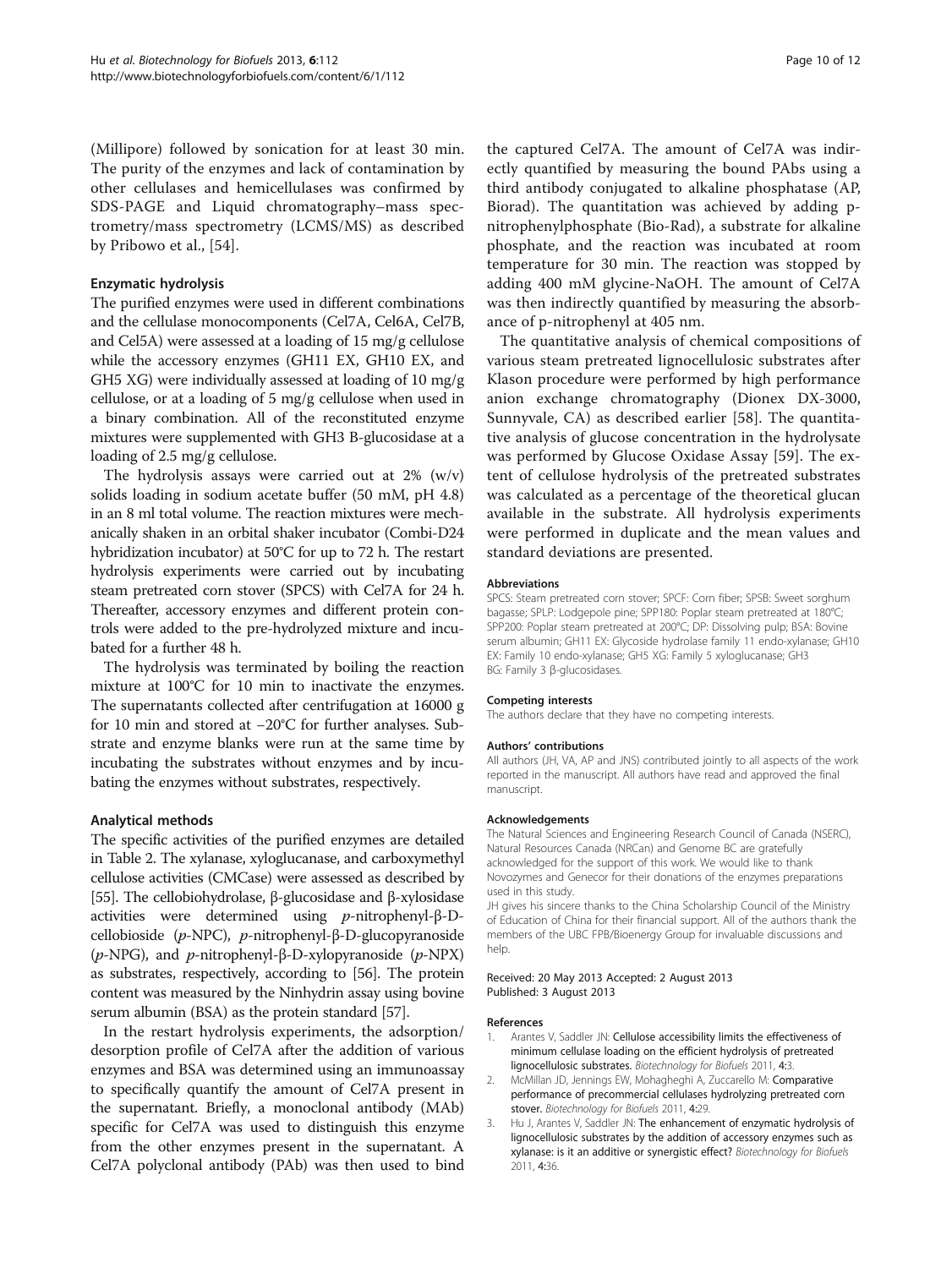(Millipore) followed by sonication for at least 30 min. The purity of the enzymes and lack of contamination by other cellulases and hemicellulases was confirmed by SDS-PAGE and Liquid chromatography–mass spectrometry/mass spectrometry (LCMS/MS) as described by Pribowo et al., [54].

### Enzymatic hydrolysis

The purified enzymes were used in different combinations and the cellulase monocomponents (Cel7A, Cel6A, Cel7B, and Cel5A) were assessed at a loading of 15 mg/g cellulose while the accessory enzymes (GH11 EX, GH10 EX, and GH5 XG) were individually assessed at loading of 10 mg/g cellulose, or at a loading of 5 mg/g cellulose when used in a binary combination. All of the reconstituted enzyme mixtures were supplemented with GH3 Β-glucosidase at a loading of 2.5 mg/g cellulose.

The hydrolysis assays were carried out at 2% (w/v) solids loading in sodium acetate buffer (50 mM, pH 4.8) in an 8 ml total volume. The reaction mixtures were mechanically shaken in an orbital shaker incubator (Combi-D24 hybridization incubator) at 50°C for up to 72 h. The restart hydrolysis experiments were carried out by incubating steam pretreated corn stover (SPCS) with Cel7A for 24 h. Thereafter, accessory enzymes and different protein controls were added to the pre-hydrolyzed mixture and incubated for a further 48 h.

The hydrolysis was terminated by boiling the reaction mixture at 100°C for 10 min to inactivate the enzymes. The supernatants collected after centrifugation at 16000 g for 10 min and stored at −20°C for further analyses. Substrate and enzyme blanks were run at the same time by incubating the substrates without enzymes and by incubating the enzymes without substrates, respectively.

### Analytical methods

The specific activities of the purified enzymes are detailed in Table 2. The xylanase, xyloglucanase, and carboxymethyl cellulose activities (CMCase) were assessed as described by [55]. The cellobiohydrolase, β-glucosidase and β-xylosidase activities were determined using *p*-nitrophenyl-β-D-cellobioside (*p*-NPC), *p*-nitrophenyl-β-D-glucopyranoside (*p*-NPG), and *p*-nitrophenyl-β-D-xylopyranoside (*p*-NPX) as substrates, respectively, according to [56]. The protein content was measured by the Ninhydrin assay using bovine serum albumin (BSA) as the protein standard [57].

In the restart hydrolysis experiments, the adsorption/desorption profile of Cel7A after the addition of various enzymes and BSA was determined using an immunoassay to specifically quantify the amount of Cel7A present in the supernatant. Briefly, a monoclonal antibody (MAb) specific for Cel7A was used to distinguish this enzyme from the other enzymes present in the supernatant. A Cel7A polyclonal antibody (PAb) was then used to bind the captured Cel7A. The amount of Cel7A was indirectly quantified by measuring the bound PAbs using a third antibody conjugated to alkaline phosphatase (AP, Biorad). The quantitation was achieved by adding p-nitrophenylphosphate (Bio-Rad), a substrate for alkaline phosphate, and the reaction was incubated at room temperature for 30 min. The reaction was stopped by adding 400 mM glycine-NaOH. The amount of Cel7A was then indirectly quantified by measuring the absorbance of p-nitrophenyl at 405 nm.

The quantitative analysis of chemical compositions of various steam pretreated lignocellulosic substrates after Klason procedure were performed by high performance anion exchange chromatography (Dionex DX-3000, Sunnyvale, CA) as described earlier [58]. The quantitative analysis of glucose concentration in the hydrolysate was performed by Glucose Oxidase Assay [59]. The extent of cellulose hydrolysis of the pretreated substrates was calculated as a percentage of the theoretical glucan available in the substrate. All hydrolysis experiments were performed in duplicate and the mean values and standard deviations are presented.

#### Abbreviations

SPCS: Steam pretreated corn stover; SPCF: Corn fiber; SPSB: Sweet sorghum bagasse; SPLP: Lodgepole pine; SPP180: Poplar steam pretreated at 180°C; SPP200: Poplar steam pretreated at 200°C; DP: Dissolving pulp; BSA: Bovine serum albumin; GH11 EX: Glycoside hydrolase family 11 endo-xylanase; GH10 EX: Family 10 endo-xylanase; GH5 XG: Family 5 xyloglucanase; GH3 BG: Family 3 β-glucosidases.

#### Competing interests

The authors declare that they have no competing interests.

#### Authors' contributions

All authors (JH, VA, AP and JNS) contributed jointly to all aspects of the work reported in the manuscript. All authors have read and approved the final manuscript.

#### Acknowledgements

The Natural Sciences and Engineering Research Council of Canada (NSERC), Natural Resources Canada (NRCan) and Genome BC are gratefully acknowledged for the support of this work. We would like to thank Novozymes and Genecor for their donations of the enzymes preparations used in this study.

JH gives his sincere thanks to the China Scholarship Council of the Ministry of Education of China for their financial support. All of the authors thank the members of the UBC FPB/Bioenergy Group for invaluable discussions and help.

Received: 20 May 2013 Accepted: 2 August 2013
Published: 3 August 2013

#### References

1. Arantes V, Saddler JN: **Cellulose accessibility limits the effectiveness of minimum cellulase loading on the efficient hydrolysis of pretreated lignocellulosic substrates.** *Biotechnology for Biofuels* 2011, **4:**3.
2. McMillan JD, Jennings EW, Mohagheghi A, Zuccarello M: **Comparative performance of precommercial cellulases hydrolyzing pretreated corn stover.** *Biotechnology for Biofuels* 2011, **4:**29.
3. Hu J, Arantes V, Saddler JN: **The enhancement of enzymatic hydrolysis of lignocellulosic substrates by the addition of accessory enzymes such as xylanase: is it an additive or synergistic effect?** *Biotechnology for Biofuels* 2011, **4:**36.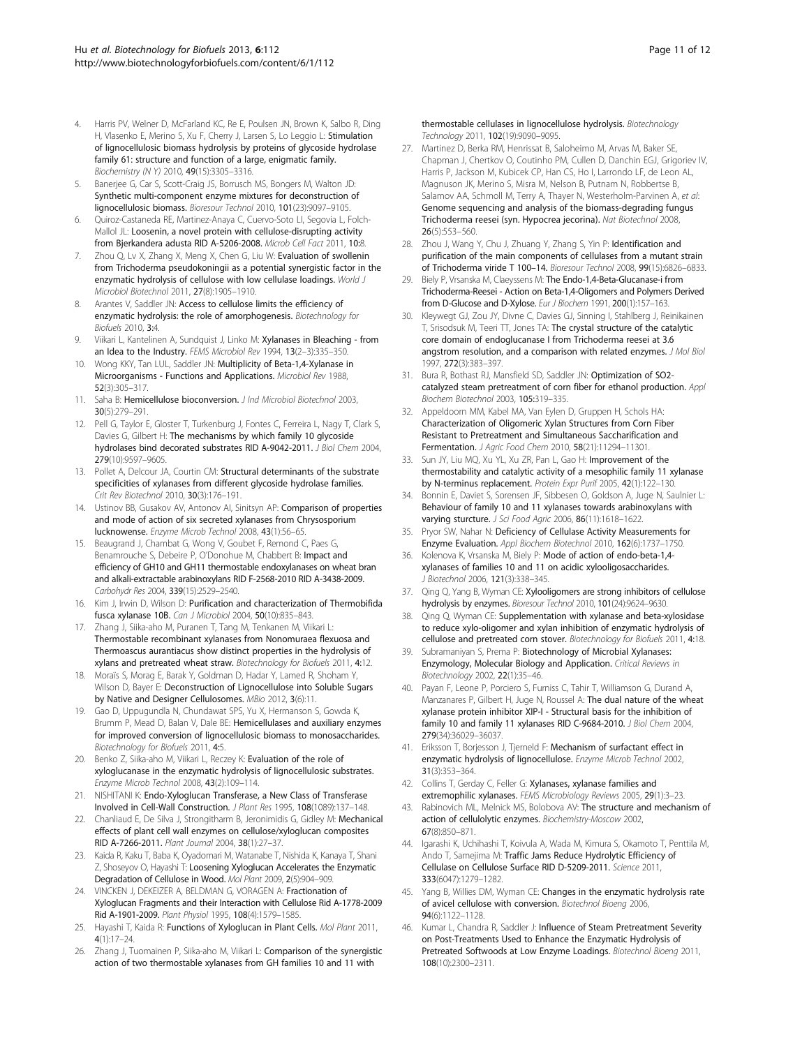4. Harris PV, Welner D, McFarland KC, Re E, Poulsen JN, Brown K, Salbo R, Ding H, Vlasenko E, Merino S, Xu F, Cherry J, Larsen S, Lo Leggio L: **Stimulation of lignocellulosic biomass hydrolysis by proteins of glycoside hydrolase family 61: structure and function of a large, enigmatic family.** *Biochemistry (N Y)* 2010, **49**(15):3305–3316.
5. Banerjee G, Car S, Scott-Craig JS, Borrusch MS, Bongers M, Walton JD: **Synthetic multi-component enzyme mixtures for deconstruction of lignocellulosic biomass.** *Bioresour Technol* 2010, **101**(23):9097–9105.
6. Quiroz-Castaneda RE, Martinez-Anaya C, Cuervo-Soto LI, Segovia L, Folch-Mallol JL: **Loosenin, a novel protein with cellulose-disrupting activity from Bjerkandera adusta RID A-5206-2008.** *Microb Cell Fact* 2011, **10**:8.
7. Zhou Q, Lv X, Zhang X, Meng X, Chen G, Liu W: **Evaluation of swollenin from Trichoderma pseudokoningii as a potential synergistic factor in the enzymatic hydrolysis of cellulose with low cellulase loadings.** *World J Microbiol Biotechnol* 2011, **27**(8):1905–1910.
8. Arantes V, Saddler JN: **Access to cellulose limits the efficiency of enzymatic hydrolysis: the role of amorphogenesis.** *Biotechnology for Biofuels* 2010, **3**:4.
9. Viikari L, Kantelinen A, Sundquist J, Linko M: **Xylanases in Bleaching - from an Idea to the Industry.** *FEMS Microbiol Rev* 1994, **13**(2–3):335–350.
10. Wong KKY, Tan LUL, Saddler JN: **Multiplicity of Beta-1,4-Xylanase in Microorganisms - Functions and Applications.** *Microbiol Rev* 1988, **52**(3):305–317.
11. Saha B: **Hemicellulose bioconversion.** *J Ind Microbiol Biotechnol* 2003, **30**(5):279–291.
12. Pell G, Taylor E, Gloster T, Turkenburg J, Fontes C, Ferreira L, Nagy T, Clark S, Davies G, Gilbert H: **The mechanisms by which family 10 glycoside hydrolases bind decorated substrates RID A-9042-2011.** *J Biol Chem* 2004, **279**(10):9597–9605.
13. Pollet A, Delcour JA, Courtin CM: **Structural determinants of the substrate specificities of xylanases from different glycoside hydrolase families.** *Crit Rev Biotechnol* 2010, **30**(3):176–191.
14. Ustinov BB, Gusakov AV, Antonov AI, Sinitsyn AP: **Comparison of properties and mode of action of six secreted xylanases from Chrysosporium lucknowense.** *Enzyme Microb Technol* 2008, **43**(1):56–65.
15. Beaugrand J, Chambat G, Wong V, Goubet F, Remond C, Paes G, Benamrouche S, Debeire P, O'Donohue M, Chabbert B: **Impact and efficiency of GH10 and GH11 thermostable endoxylanases on wheat bran and alkali-extractable arabinoxylans RID F-2568-2010 RID A-3438-2009.** *Carbohydr Res* 2004, **339**(15):2529–2540.
16. Kim J, Irwin D, Wilson D: **Purification and characterization of Thermobifida fusca xylanase 10B.** *Can J Microbiol* 2004, **50**(10):835–843.
17. Zhang J, Siika-aho M, Puranen T, Tang M, Tenkanen M, Viikari L: **Thermostable recombinant xylanases from Nonomuraea flexuosa and Thermoascus aurantiacus show distinct properties in the hydrolysis of xylans and pretreated wheat straw.** *Biotechnology for Biofuels* 2011, **4**:12.
18. Moraïs S, Morag E, Barak Y, Goldman D, Hadar Y, Lamed R, Shoham Y, Wilson D, Bayer E: **Deconstruction of Lignocellulose into Soluble Sugars by Native and Designer Cellulosomes.** *MBio* 2012, **3**(6):11.
19. Gao D, Uppugundla N, Chundawat SPS, Yu X, Hermanson S, Gowda K, Brumm P, Mead D, Balan V, Dale BE: **Hemicellulases and auxiliary enzymes for improved conversion of lignocellulosic biomass to monosaccharides.** *Biotechnology for Biofuels* 2011, **4**:5.
20. Benko Z, Siika-aho M, Viikari L, Reczey K: **Evaluation of the role of xyloglucanase in the enzymatic hydrolysis of lignocellulosic substrates.** *Enzyme Microb Technol* 2008, **43**(2):109–114.
21. NISHITANI K: **Endo-Xyloglucan Transferase, a New Class of Transferase Involved in Cell-Wall Construction.** *J Plant Res* 1995, **108**(1089):137–148.
22. Chanliaud E, De Silva J, Strongitharm B, Jeronimidis G, Gidley M: **Mechanical effects of plant cell wall enzymes on cellulose/xyloglucan composites RID A-7266-2011.** *Plant Journal* 2004, **38**(1):27–37.
23. Kaida R, Kaku T, Baba K, Oyadomari M, Watanabe T, Nishida K, Kanaya T, Shani Z, Shoseyov O, Hayashi T: **Loosening Xyloglucan Accelerates the Enzymatic Degradation of Cellulose in Wood.** *Mol Plant* 2009, **2**(5):904–909.
24. VINCKEN J, DEKEIZER A, BELDMAN G, VORAGEN A: **Fractionation of Xyloglucan Fragments and their Interaction with Cellulose Rid A-1778-2009 Rid A-1901-2009.** *Plant Physiol* 1995, **108**(4):1579–1585.
25. Hayashi T, Kaida R: **Functions of Xyloglucan in Plant Cells.** *Mol Plant* 2011, **4**(1):17–24.
26. Zhang J, Tuomainen P, Siika-aho M, Viikari L: **Comparison of the synergistic action of two thermostable xylanases from GH families 10 and 11 with thermostable cellulases in lignocellulose hydrolysis.** *Biotechnology Technology* 2011, **102**(19):9090–9095.
27. Martinez D, Berka RM, Henrissat B, Saloheimo M, Arvas M, Baker SE, Chapman J, Chertkov O, Coutinho PM, Cullen D, Danchin EGJ, Grigoriev IV, Harris P, Jackson M, Kubicek CP, Han CS, Ho I, Larrondo LF, de Leon AL, Magnuson JK, Merino S, Misra M, Nelson B, Putnam N, Robbertse B, Salamov AA, Schmoll M, Terry A, Thayer N, Westerholm-Parvinen A, *et al*: **Genome sequencing and analysis of the biomass-degrading fungus Trichoderma reesei (syn. Hypocrea jecorina).** *Nat Biotechnol* 2008, **26**(5):553–560.
28. Zhou J, Wang Y, Chu J, Zhuang Y, Zhang S, Yin P: **Identification and purification of the main components of cellulases from a mutant strain of Trichoderma viride T 100–14.** *Bioresour Technol* 2008, **99**(15):6826–6833.
29. Biely P, Vrsanska M, Claeyssens M: **The Endo-1,4-Beta-Glucanase-i from Trichoderma-Reesei - Action on Beta-1,4-Oligomers and Polymers Derived from D-Glucose and D-Xylose.** *Eur J Biochem* 1991, **200**(1):157–163.
30. Kleywegt GJ, Zou JY, Divne C, Davies GJ, Sinning I, Stahlberg J, Reinikainen T, Srisodsuk M, Teeri TT, Jones TA: **The crystal structure of the catalytic core domain of endoglucanase I from Trichoderma reesei at 3.6 angstrom resolution, and a comparison with related enzymes.** *J Mol Biol* 1997, **272**(3):383–397.
31. Bura R, Bothast RJ, Mansfield SD, Saddler JN: **Optimization of SO2-catalyzed steam pretreatment of corn fiber for ethanol production.** *Appl Biochem Biotechnol* 2003, **105**:319–335.
32. Appeldoorn MM, Kabel MA, Van Eylen D, Gruppen H, Schols HA: **Characterization of Oligomeric Xylan Structures from Corn Fiber Resistant to Pretreatment and Simultaneous Saccharification and Fermentation.** *J Agric Food Chem* 2010, **58**(21):11294–11301.
33. Sun JY, Liu MQ, Xu YL, Xu ZR, Pan L, Gao H: **Improvement of the thermostability and catalytic activity of a mesophilic family 11 xylanase by N-terminus replacement.** *Protein Expr Purif* 2005, **42**(1):122–130.
34. Bonnin E, Daviet S, Sorensen JF, Sibbesen O, Goldson A, Juge N, Saulnier L: **Behaviour of family 10 and 11 xylanases towards arabinoxylans with varying sturcture.** *J Sci Food Agric* 2006, **86**(11):1618–1622.
35. Pryor SW, Nahar N: **Deficiency of Cellulase Activity Measurements for Enzyme Evaluation.** *Appl Biochem Biotechnol* 2010, **162**(6):1737–1750.
36. Kolenova K, Vrsanska M, Biely P: **Mode of action of endo-beta-1,4-xylanases of families 10 and 11 on acidic xylooligosaccharides.** *J Biotechnol* 2006, **121**(3):338–345.
37. Qing Q, Yang B, Wyman CE: **Xylooligomers are strong inhibitors of cellulose hydrolysis by enzymes.** *Bioresour Technol* 2010, **101**(24):9624–9630.
38. Qing Q, Wyman CE: **Supplementation with xylanase and beta-xylosidase to reduce xylo-oligomer and xylan inhibition of enzymatic hydrolysis of cellulose and pretreated corn stover.** *Biotechnology for Biofuels* 2011, **4**:18.
39. Subramaniyan S, Prema P: **Biotechnology of Microbial Xylanases: Enzymology, Molecular Biology and Application.** *Critical Reviews in Biotechnology* 2002, **22**(1):35–46.
40. Payan F, Leone P, Porciero S, Furniss C, Tahir T, Williamson G, Durand A, Manzanares P, Gilbert H, Juge N, Roussel A: **The dual nature of the wheat xylanase protein inhibitor XIP-I - Structural basis for the inhibition of family 10 and family 11 xylanases RID C-9684-2010.** *J Biol Chem* 2004, **279**(34):36029–36037.
41. Eriksson T, Borjesson J, Tjerneld F: **Mechanism of surfactant effect in enzymatic hydrolysis of lignocellulose.** *Enzyme Microb Technol* 2002, **31**(3):353–364.
42. Collins T, Gerday C, Feller G: **Xylanases, xylanase families and extremophilic xylanases.** *FEMS Microbiology Reviews* 2005, **29**(1):3–23.
43. Rabinovich ML, Melnick MS, Bolobova AV: **The structure and mechanism of action of cellulolytic enzymes.** *Biochemistry-Moscow* 2002, **67**(8):850–871.
44. Igarashi K, Uchihashi T, Koivula A, Wada M, Kimura S, Okamoto T, Penttila M, Ando T, Samejima M: **Traffic Jams Reduce Hydrolytic Efficiency of Cellulase on Cellulose Surface RID D-5209-2011.** *Science* 2011, **333**(6047):1279–1282.
45. Yang B, Willies DM, Wyman CE: **Changes in the enzymatic hydrolysis rate of avicel cellulose with conversion.** *Biotechnol Bioeng* 2006, **94**(6):1122–1128.
46. Kumar L, Chandra R, Saddler J: **Influence of Steam Pretreatment Severity on Post-Treatments Used to Enhance the Enzymatic Hydrolysis of Pretreated Softwoods at Low Enzyme Loadings.** *Biotechnol Bioeng* 2011, **108**(10):2300–2311.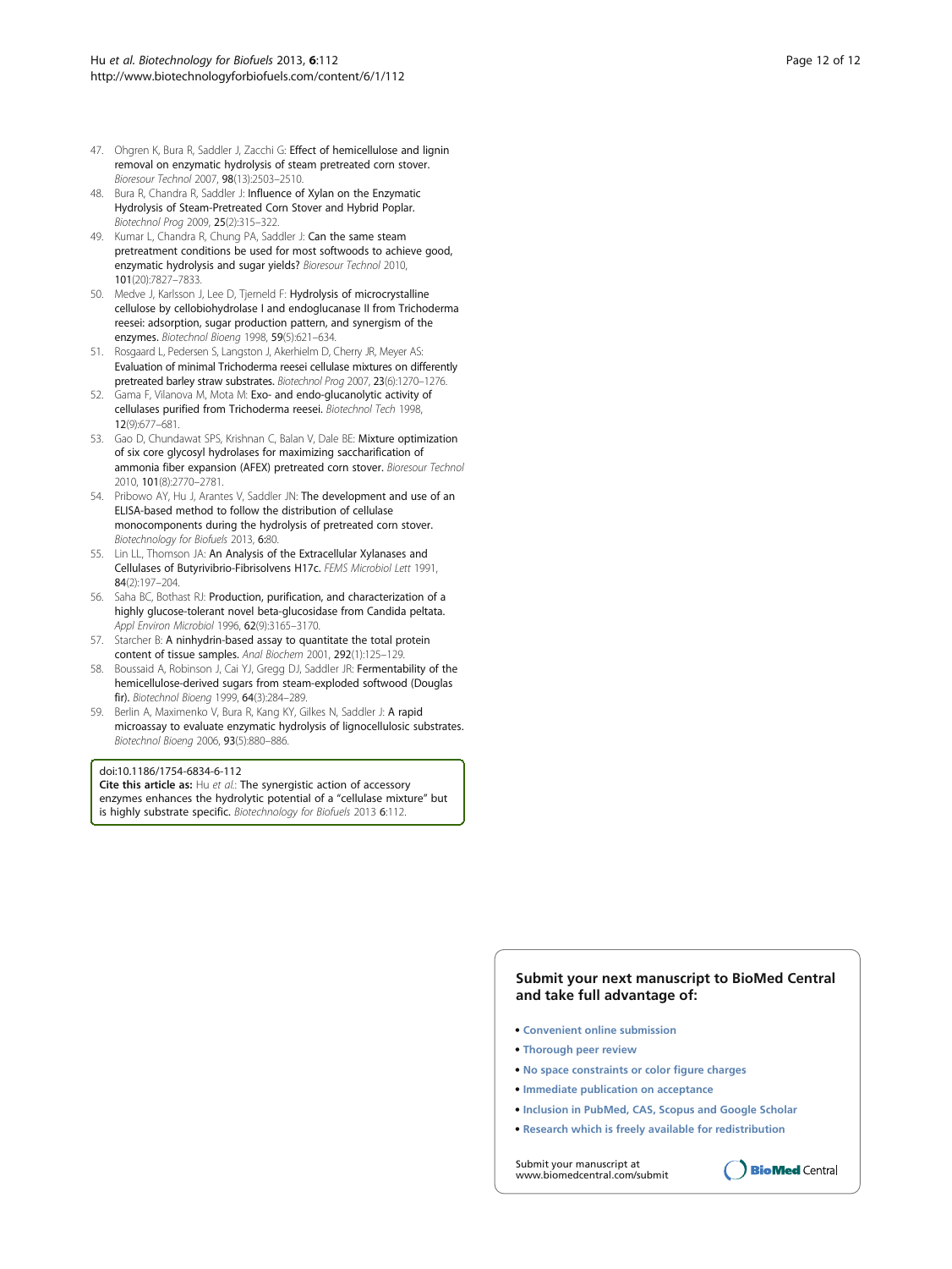47. Ohgren K, Bura R, Saddler J, Zacchi G: **Effect of hemicellulose and lignin removal on enzymatic hydrolysis of steam pretreated corn stover.** *Bioresour Technol* 2007, **98**(13):2503–2510.
48. Bura R, Chandra R, Saddler J: **Influence of Xylan on the Enzymatic Hydrolysis of Steam-Pretreated Corn Stover and Hybrid Poplar.** *Biotechnol Prog* 2009, **25**(2):315–322.
49. Kumar L, Chandra R, Chung PA, Saddler J: **Can the same steam pretreatment conditions be used for most softwoods to achieve good, enzymatic hydrolysis and sugar yields?** *Bioresour Technol* 2010, **101**(20):7827–7833.
50. Medve J, Karlsson J, Lee D, Tjerneld F: **Hydrolysis of microcrystalline cellulose by cellobiohydrolase I and endoglucanase II from Trichoderma reesei: adsorption, sugar production pattern, and synergism of the enzymes.** *Biotechnol Bioeng* 1998, **59**(5):621–634.
51. Rosgaard L, Pedersen S, Langston J, Akerhielm D, Cherry JR, Meyer AS: **Evaluation of minimal Trichoderma reesei cellulase mixtures on differently pretreated barley straw substrates.** *Biotechnol Prog* 2007, **23**(6):1270–1276.
52. Gama F, Vilanova M, Mota M: **Exo- and endo-glucanolytic activity of cellulases purified from Trichoderma reesei.** *Biotechnol Tech* 1998, **12**(9):677–681.
53. Gao D, Chundawat SPS, Krishnan C, Balan V, Dale BE: **Mixture optimization of six core glycosyl hydrolases for maximizing saccharification of ammonia fiber expansion (AFEX) pretreated corn stover.** *Bioresour Technol* 2010, **101**(8):2770–2781.
54. Pribowo AY, Hu J, Arantes V, Saddler JN: **The development and use of an ELISA-based method to follow the distribution of cellulase monocomponents during the hydrolysis of pretreated corn stover.** *Biotechnology for Biofuels* 2013, **6**:80.
55. Lin LL, Thomson JA: **An Analysis of the Extracellular Xylanases and Cellulases of Butyrivibrio-Fibrisolvens H17c.** *FEMS Microbiol Lett* 1991, **84**(2):197–204.
56. Saha BC, Bothast RJ: **Production, purification, and characterization of a highly glucose-tolerant novel beta-glucosidase from Candida peltata.** *Appl Environ Microbiol* 1996, **62**(9):3165–3170.
57. Starcher B: **A ninhydrin-based assay to quantitate the total protein content of tissue samples.** *Anal Biochem* 2001, **292**(1):125–129.
58. Boussaid A, Robinson J, Cai YJ, Gregg DJ, Saddler JR: **Fermentability of the hemicellulose-derived sugars from steam-exploded softwood (Douglas fir).** *Biotechnol Bioeng* 1999, **64**(3):284–289.
59. Berlin A, Maximenko V, Bura R, Kang KY, Gilkes N, Saddler J: **A rapid microassay to evaluate enzymatic hydrolysis of lignocellulosic substrates.** *Biotechnol Bioeng* 2006, **93**(5):880–886.

doi:10.1186/1754-6834-6-112

**Cite this article as:** Hu *et al.*: The synergistic action of accessory enzymes enhances the hydrolytic potential of a "cellulase mixture" but is highly substrate specific. *Biotechnology for Biofuels* 2013 **6**:112.

**Submit your next manuscript to BioMed Central and take full advantage of:**

- Convenient online submission
- Thorough peer review
- No space constraints or color figure charges
- Immediate publication on acceptance
- Inclusion in PubMed, CAS, Scopus and Google Scholar
- Research which is freely available for redistribution

Submit your manuscript at www.biomedcentral.com/submit

BioMed Central